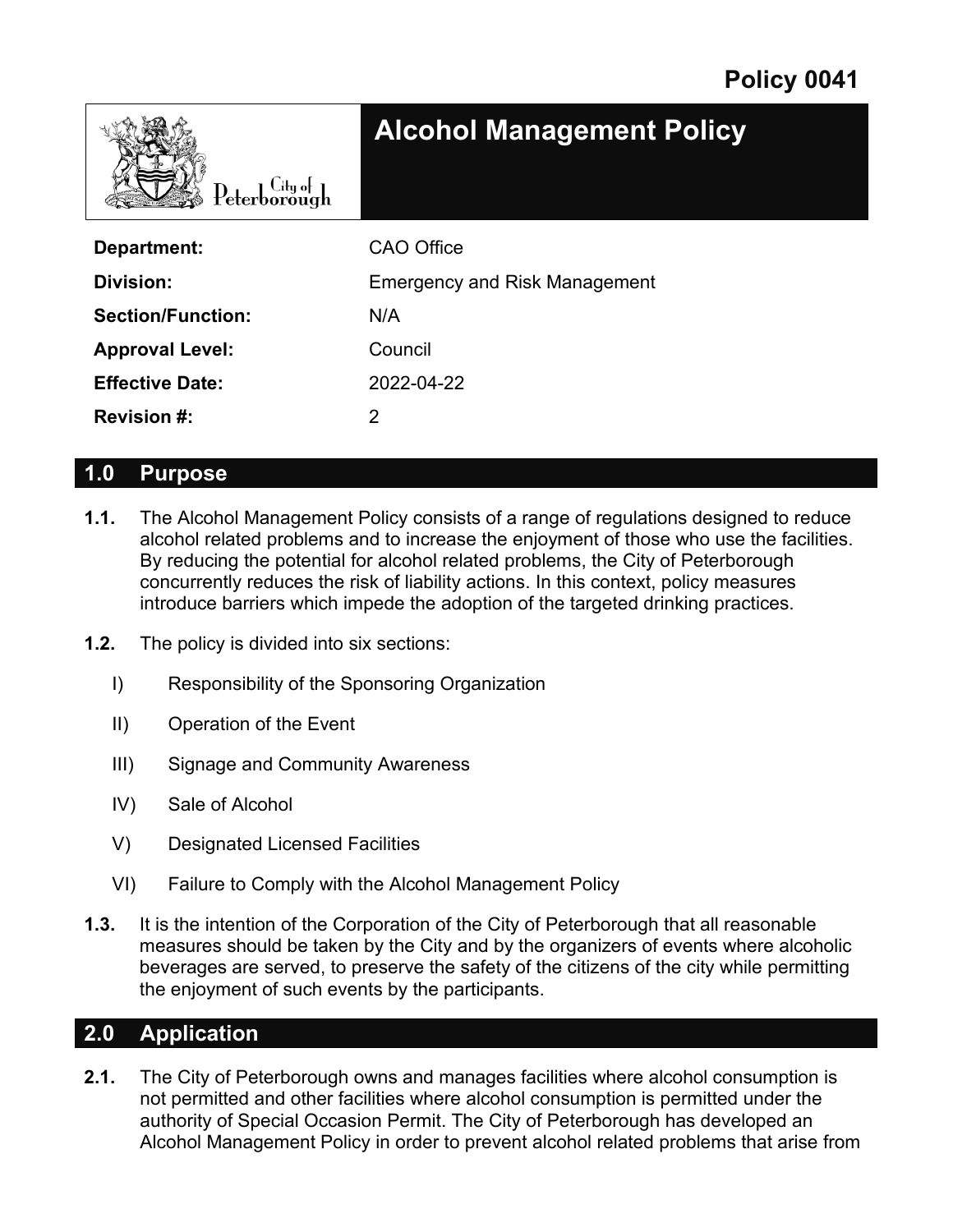**Policy 0041**

# Alcohol Management Policy

City of Peterborough

| | |
|---|---|
| **Department:** | CAO Office |
| **Division:** | Emergency and Risk Management |
| **Section/Function:** | N/A |
| **Approval Level:** | Council |
| **Effective Date:** | 2022-04-22 |
| **Revision #:** | 2 |

## 1.0 Purpose

**1.1.** The Alcohol Management Policy consists of a range of regulations designed to reduce alcohol related problems and to increase the enjoyment of those who use the facilities. By reducing the potential for alcohol related problems, the City of Peterborough concurrently reduces the risk of liability actions. In this context, policy measures introduce barriers which impede the adoption of the targeted drinking practices.

**1.2.** The policy is divided into six sections:

I) Responsibility of the Sponsoring Organization

II) Operation of the Event

III) Signage and Community Awareness

IV) Sale of Alcohol

V) Designated Licensed Facilities

VI) Failure to Comply with the Alcohol Management Policy

**1.3.** It is the intention of the Corporation of the City of Peterborough that all reasonable measures should be taken by the City and by the organizers of events where alcoholic beverages are served, to preserve the safety of the citizens of the city while permitting the enjoyment of such events by the participants.

## 2.0 Application

**2.1.** The City of Peterborough owns and manages facilities where alcohol consumption is not permitted and other facilities where alcohol consumption is permitted under the authority of Special Occasion Permit. The City of Peterborough has developed an Alcohol Management Policy in order to prevent alcohol related problems that arise from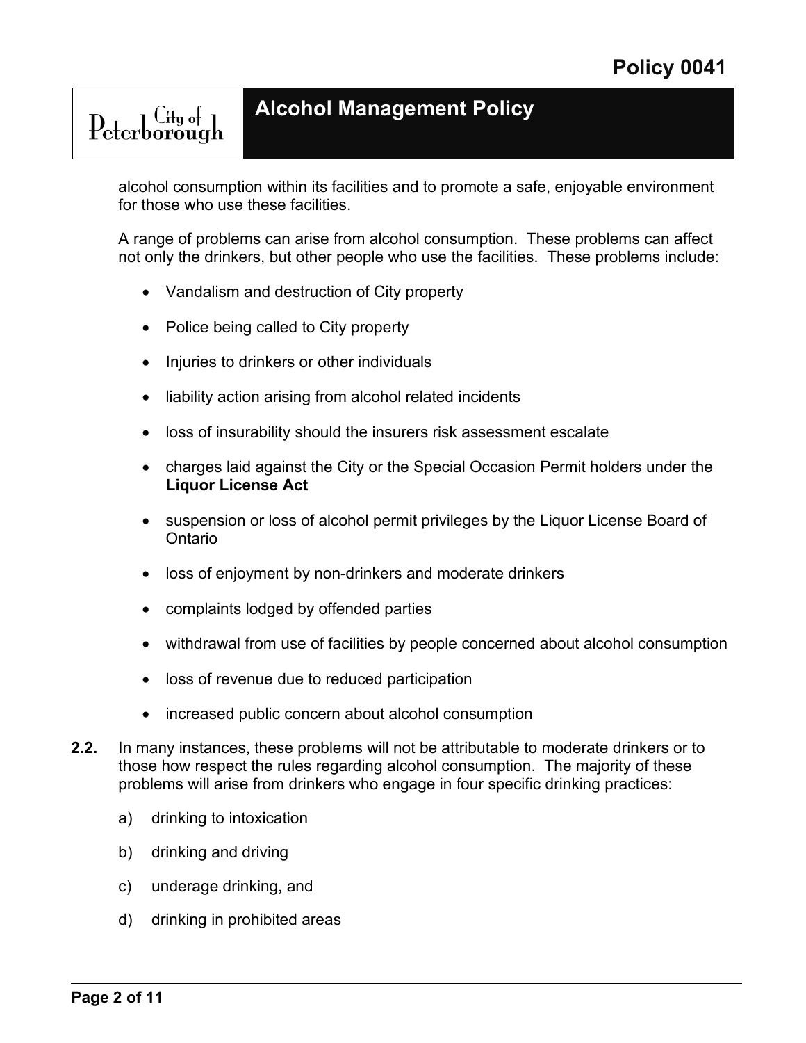alcohol consumption within its facilities and to promote a safe, enjoyable environment for those who use these facilities.

A range of problems can arise from alcohol consumption. These problems can affect not only the drinkers, but other people who use the facilities. These problems include:

- Vandalism and destruction of City property
- Police being called to City property
- Injuries to drinkers or other individuals
- liability action arising from alcohol related incidents
- loss of insurability should the insurers risk assessment escalate
- charges laid against the City or the Special Occasion Permit holders under the **Liquor License Act**
- suspension or loss of alcohol permit privileges by the Liquor License Board of Ontario
- loss of enjoyment by non-drinkers and moderate drinkers
- complaints lodged by offended parties
- withdrawal from use of facilities by people concerned about alcohol consumption
- loss of revenue due to reduced participation
- increased public concern about alcohol consumption

**2.2.** In many instances, these problems will not be attributable to moderate drinkers or to those how respect the rules regarding alcohol consumption. The majority of these problems will arise from drinkers who engage in four specific drinking practices:

a) drinking to intoxication

b) drinking and driving

c) underage drinking, and

d) drinking in prohibited areas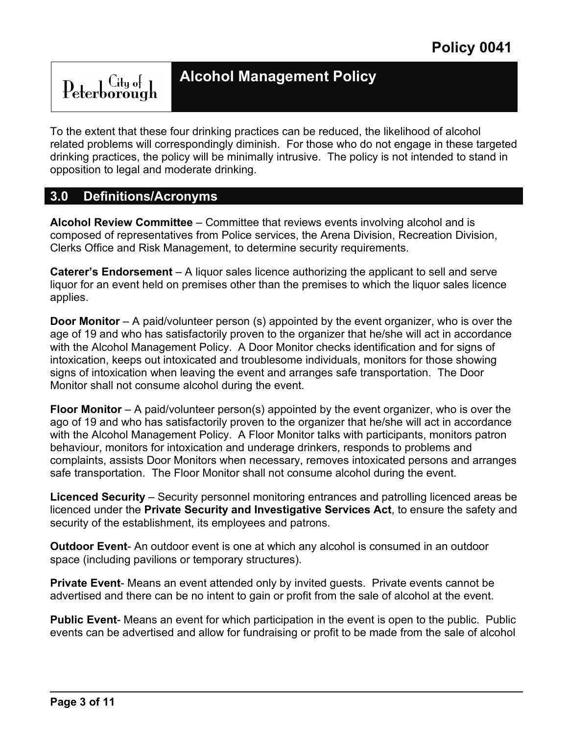To the extent that these four drinking practices can be reduced, the likelihood of alcohol related problems will correspondingly diminish. For those who do not engage in these targeted drinking practices, the policy will be minimally intrusive. The policy is not intended to stand in opposition to legal and moderate drinking.

## 3.0 Definitions/Acronyms

**Alcohol Review Committee** – Committee that reviews events involving alcohol and is composed of representatives from Police services, the Arena Division, Recreation Division, Clerks Office and Risk Management, to determine security requirements.

**Caterer's Endorsement** – A liquor sales licence authorizing the applicant to sell and serve liquor for an event held on premises other than the premises to which the liquor sales licence applies.

**Door Monitor** – A paid/volunteer person (s) appointed by the event organizer, who is over the age of 19 and who has satisfactorily proven to the organizer that he/she will act in accordance with the Alcohol Management Policy. A Door Monitor checks identification and for signs of intoxication, keeps out intoxicated and troublesome individuals, monitors for those showing signs of intoxication when leaving the event and arranges safe transportation. The Door Monitor shall not consume alcohol during the event.

**Floor Monitor** – A paid/volunteer person(s) appointed by the event organizer, who is over the ago of 19 and who has satisfactorily proven to the organizer that he/she will act in accordance with the Alcohol Management Policy. A Floor Monitor talks with participants, monitors patron behaviour, monitors for intoxication and underage drinkers, responds to problems and complaints, assists Door Monitors when necessary, removes intoxicated persons and arranges safe transportation. The Floor Monitor shall not consume alcohol during the event.

**Licenced Security** – Security personnel monitoring entrances and patrolling licenced areas be licenced under the **Private Security and Investigative Services Act**, to ensure the safety and security of the establishment, its employees and patrons.

**Outdoor Event**- An outdoor event is one at which any alcohol is consumed in an outdoor space (including pavilions or temporary structures).

**Private Event**- Means an event attended only by invited guests. Private events cannot be advertised and there can be no intent to gain or profit from the sale of alcohol at the event.

**Public Event**- Means an event for which participation in the event is open to the public. Public events can be advertised and allow for fundraising or profit to be made from the sale of alcohol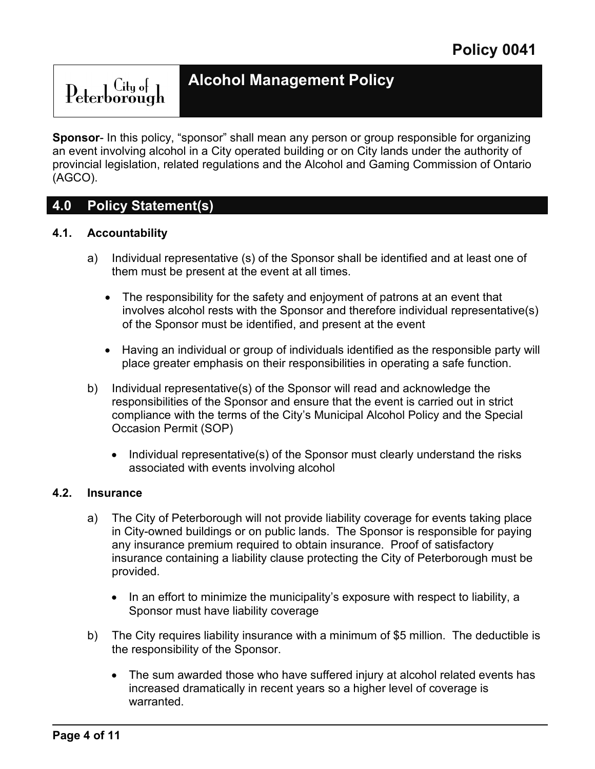**Sponsor**- In this policy, “sponsor” shall mean any person or group responsible for organizing an event involving alcohol in a City operated building or on City lands under the authority of provincial legislation, related regulations and the Alcohol and Gaming Commission of Ontario (AGCO).

## 4.0 Policy Statement(s)

### 4.1. Accountability

a) Individual representative (s) of the Sponsor shall be identified and at least one of them must be present at the event at all times.

- The responsibility for the safety and enjoyment of patrons at an event that involves alcohol rests with the Sponsor and therefore individual representative(s) of the Sponsor must be identified, and present at the event
- Having an individual or group of individuals identified as the responsible party will place greater emphasis on their responsibilities in operating a safe function.

b) Individual representative(s) of the Sponsor will read and acknowledge the responsibilities of the Sponsor and ensure that the event is carried out in strict compliance with the terms of the City’s Municipal Alcohol Policy and the Special Occasion Permit (SOP)

- Individual representative(s) of the Sponsor must clearly understand the risks associated with events involving alcohol

### 4.2. Insurance

a) The City of Peterborough will not provide liability coverage for events taking place in City-owned buildings or on public lands. The Sponsor is responsible for paying any insurance premium required to obtain insurance. Proof of satisfactory insurance containing a liability clause protecting the City of Peterborough must be provided.

- In an effort to minimize the municipality’s exposure with respect to liability, a Sponsor must have liability coverage

b) The City requires liability insurance with a minimum of $5 million. The deductible is the responsibility of the Sponsor.

- The sum awarded those who have suffered injury at alcohol related events has increased dramatically in recent years so a higher level of coverage is warranted.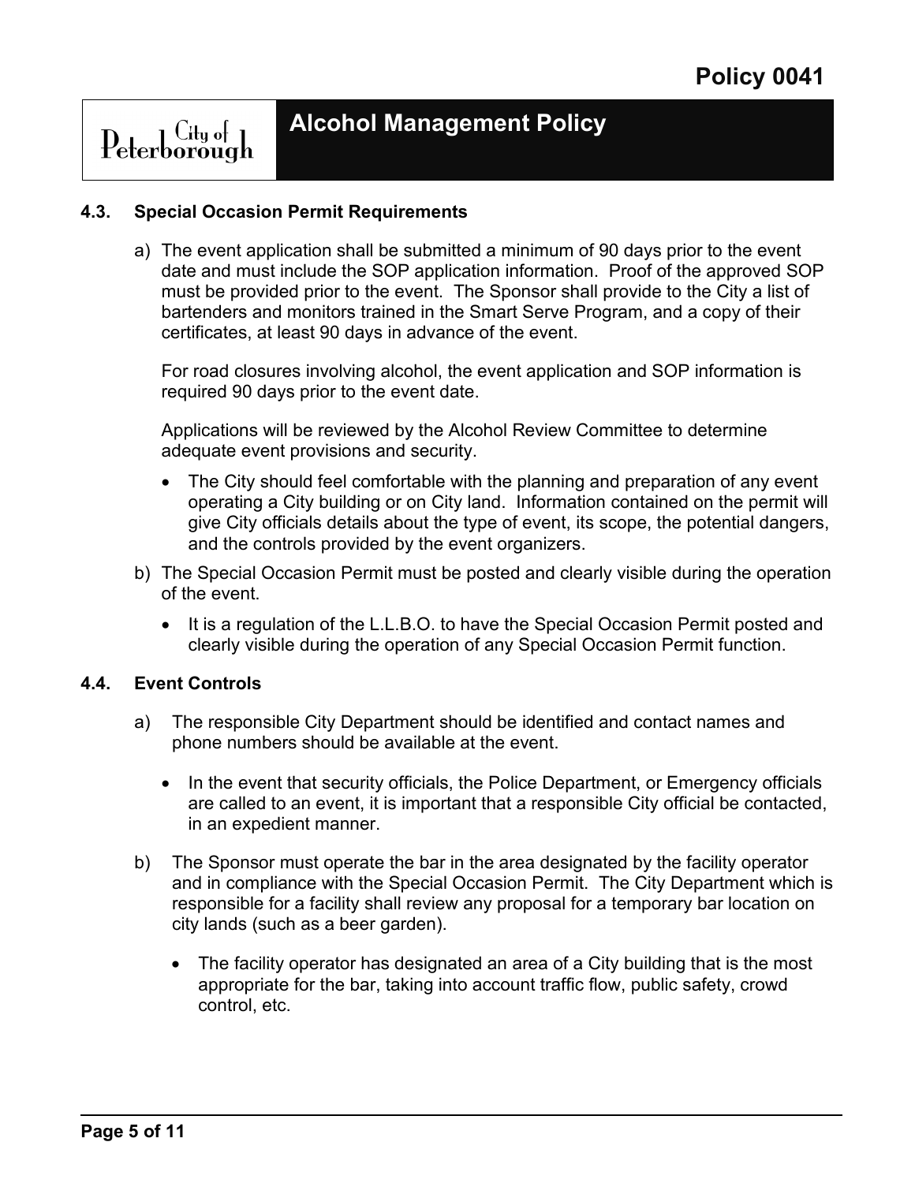### 4.3. Special Occasion Permit Requirements

a) The event application shall be submitted a minimum of 90 days prior to the event date and must include the SOP application information. Proof of the approved SOP must be provided prior to the event. The Sponsor shall provide to the City a list of bartenders and monitors trained in the Smart Serve Program, and a copy of their certificates, at least 90 days in advance of the event.

   For road closures involving alcohol, the event application and SOP information is required 90 days prior to the event date.

   Applications will be reviewed by the Alcohol Review Committee to determine adequate event provisions and security.

   - The City should feel comfortable with the planning and preparation of any event operating a City building or on City land. Information contained on the permit will give City officials details about the type of event, its scope, the potential dangers, and the controls provided by the event organizers.

b) The Special Occasion Permit must be posted and clearly visible during the operation of the event.

   - It is a regulation of the L.L.B.O. to have the Special Occasion Permit posted and clearly visible during the operation of any Special Occasion Permit function.

### 4.4. Event Controls

a) The responsible City Department should be identified and contact names and phone numbers should be available at the event.

   - In the event that security officials, the Police Department, or Emergency officials are called to an event, it is important that a responsible City official be contacted, in an expedient manner.

b) The Sponsor must operate the bar in the area designated by the facility operator and in compliance with the Special Occasion Permit. The City Department which is responsible for a facility shall review any proposal for a temporary bar location on city lands (such as a beer garden).

   - The facility operator has designated an area of a City building that is the most appropriate for the bar, taking into account traffic flow, public safety, crowd control, etc.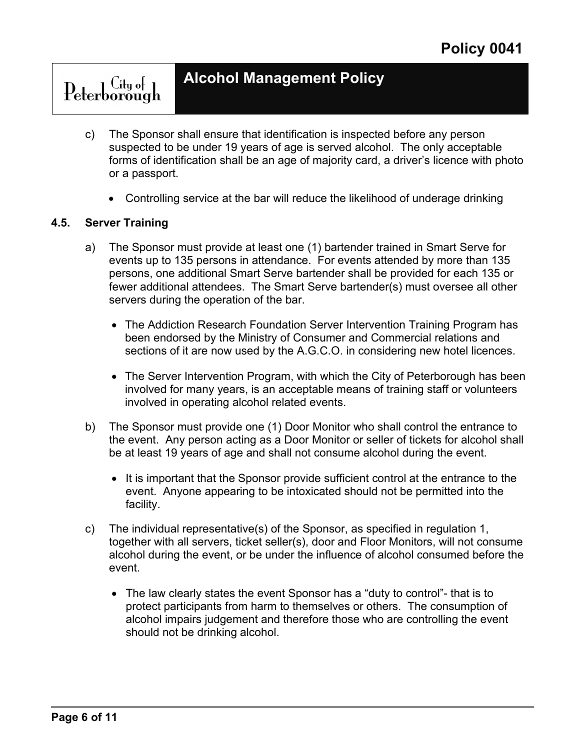c) The Sponsor shall ensure that identification is inspected before any person suspected to be under 19 years of age is served alcohol. The only acceptable forms of identification shall be an age of majority card, a driver's licence with photo or a passport.

- Controlling service at the bar will reduce the likelihood of underage drinking

### 4.5. Server Training

a) The Sponsor must provide at least one (1) bartender trained in Smart Serve for events up to 135 persons in attendance. For events attended by more than 135 persons, one additional Smart Serve bartender shall be provided for each 135 or fewer additional attendees. The Smart Serve bartender(s) must oversee all other servers during the operation of the bar.

- The Addiction Research Foundation Server Intervention Training Program has been endorsed by the Ministry of Consumer and Commercial relations and sections of it are now used by the A.G.C.O. in considering new hotel licences.

- The Server Intervention Program, with which the City of Peterborough has been involved for many years, is an acceptable means of training staff or volunteers involved in operating alcohol related events.

b) The Sponsor must provide one (1) Door Monitor who shall control the entrance to the event. Any person acting as a Door Monitor or seller of tickets for alcohol shall be at least 19 years of age and shall not consume alcohol during the event.

- It is important that the Sponsor provide sufficient control at the entrance to the event. Anyone appearing to be intoxicated should not be permitted into the facility.

c) The individual representative(s) of the Sponsor, as specified in regulation 1, together with all servers, ticket seller(s), door and Floor Monitors, will not consume alcohol during the event, or be under the influence of alcohol consumed before the event.

- The law clearly states the event Sponsor has a "duty to control"- that is to protect participants from harm to themselves or others. The consumption of alcohol impairs judgement and therefore those who are controlling the event should not be drinking alcohol.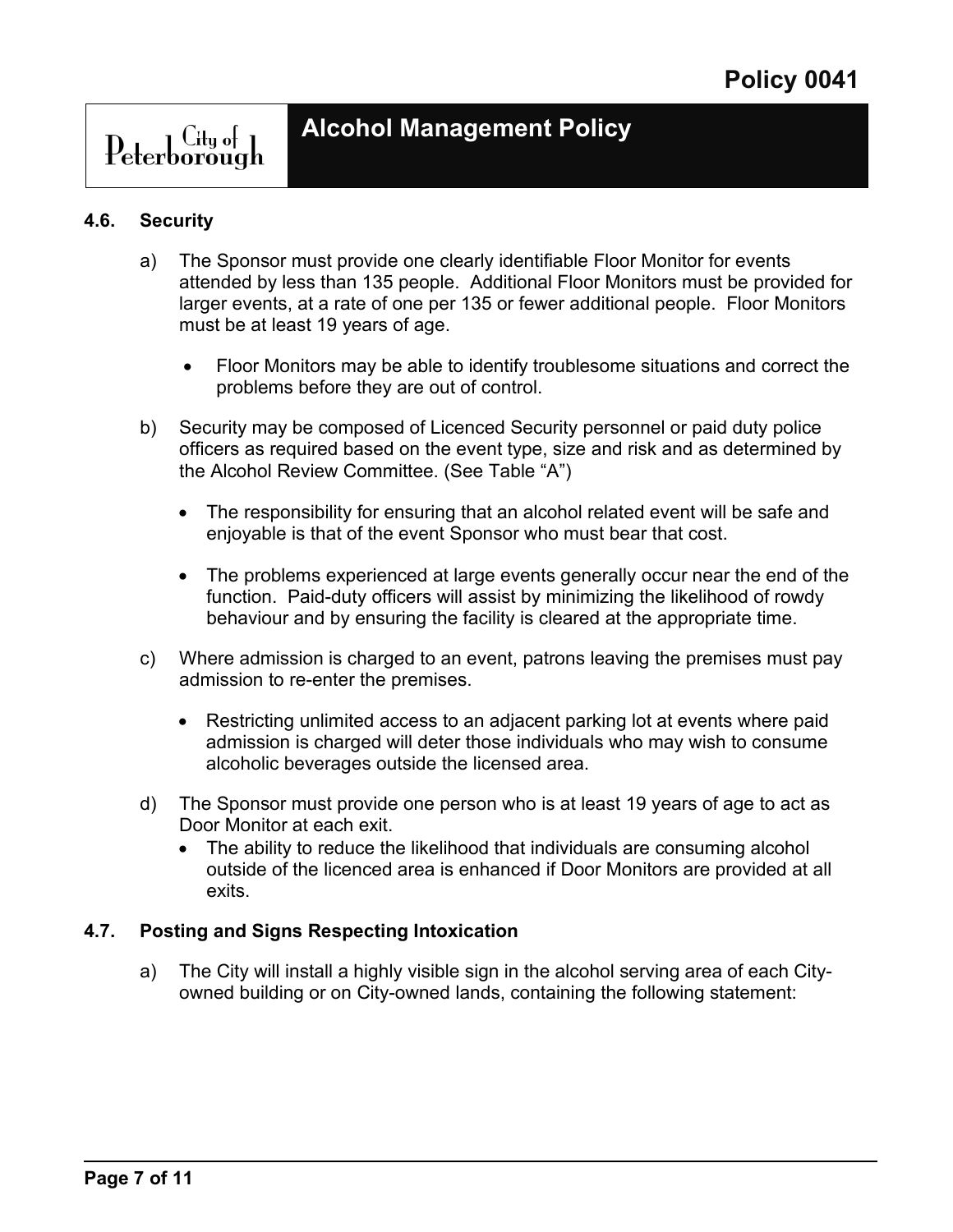### 4.6. Security

a) The Sponsor must provide one clearly identifiable Floor Monitor for events attended by less than 135 people. Additional Floor Monitors must be provided for larger events, at a rate of one per 135 or fewer additional people. Floor Monitors must be at least 19 years of age.

- Floor Monitors may be able to identify troublesome situations and correct the problems before they are out of control.

b) Security may be composed of Licenced Security personnel or paid duty police officers as required based on the event type, size and risk and as determined by the Alcohol Review Committee. (See Table "A")

- The responsibility for ensuring that an alcohol related event will be safe and enjoyable is that of the event Sponsor who must bear that cost.
- The problems experienced at large events generally occur near the end of the function. Paid-duty officers will assist by minimizing the likelihood of rowdy behaviour and by ensuring the facility is cleared at the appropriate time.

c) Where admission is charged to an event, patrons leaving the premises must pay admission to re-enter the premises.

- Restricting unlimited access to an adjacent parking lot at events where paid admission is charged will deter those individuals who may wish to consume alcoholic beverages outside the licensed area.

d) The Sponsor must provide one person who is at least 19 years of age to act as Door Monitor at each exit.

- The ability to reduce the likelihood that individuals are consuming alcohol outside of the licenced area is enhanced if Door Monitors are provided at all exits.

### 4.7. Posting and Signs Respecting Intoxication

a) The City will install a highly visible sign in the alcohol serving area of each City-owned building or on City-owned lands, containing the following statement: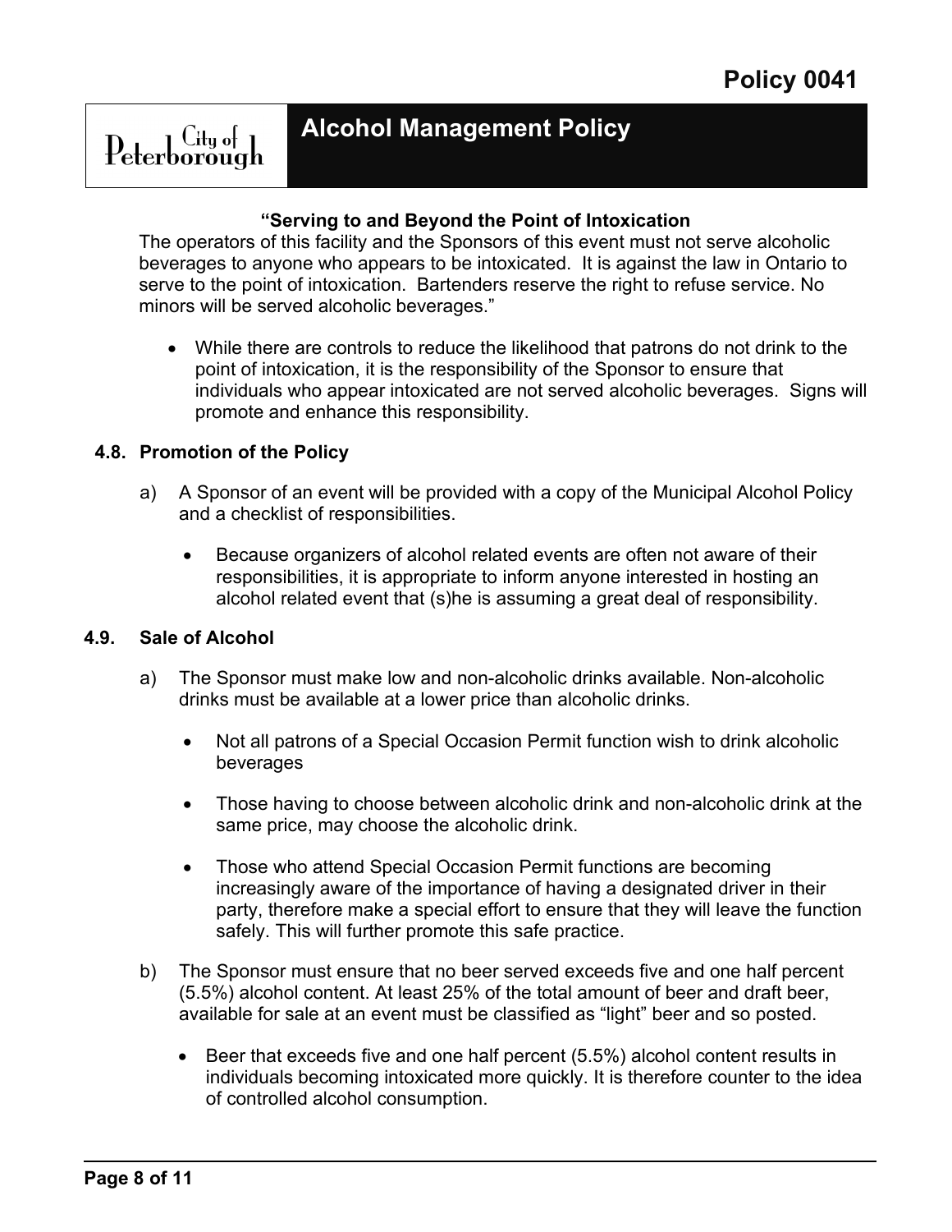**"Serving to and Beyond the Point of Intoxication**

The operators of this facility and the Sponsors of this event must not serve alcoholic beverages to anyone who appears to be intoxicated. It is against the law in Ontario to serve to the point of intoxication. Bartenders reserve the right to refuse service. No minors will be served alcoholic beverages."

- While there are controls to reduce the likelihood that patrons do not drink to the point of intoxication, it is the responsibility of the Sponsor to ensure that individuals who appear intoxicated are not served alcoholic beverages. Signs will promote and enhance this responsibility.

### 4.8. Promotion of the Policy

a) A Sponsor of an event will be provided with a copy of the Municipal Alcohol Policy and a checklist of responsibilities.

- Because organizers of alcohol related events are often not aware of their responsibilities, it is appropriate to inform anyone interested in hosting an alcohol related event that (s)he is assuming a great deal of responsibility.

### 4.9. Sale of Alcohol

a) The Sponsor must make low and non-alcoholic drinks available. Non-alcoholic drinks must be available at a lower price than alcoholic drinks.

- Not all patrons of a Special Occasion Permit function wish to drink alcoholic beverages
- Those having to choose between alcoholic drink and non-alcoholic drink at the same price, may choose the alcoholic drink.
- Those who attend Special Occasion Permit functions are becoming increasingly aware of the importance of having a designated driver in their party, therefore make a special effort to ensure that they will leave the function safely. This will further promote this safe practice.

b) The Sponsor must ensure that no beer served exceeds five and one half percent (5.5%) alcohol content. At least 25% of the total amount of beer and draft beer, available for sale at an event must be classified as "light" beer and so posted.

- Beer that exceeds five and one half percent (5.5%) alcohol content results in individuals becoming intoxicated more quickly. It is therefore counter to the idea of controlled alcohol consumption.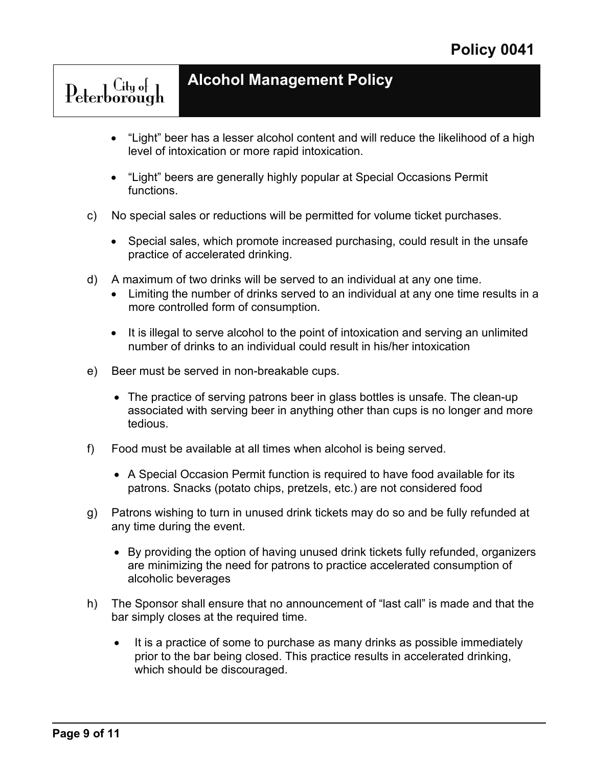- "Light" beer has a lesser alcohol content and will reduce the likelihood of a high level of intoxication or more rapid intoxication.

- "Light" beers are generally highly popular at Special Occasions Permit functions.

c) No special sales or reductions will be permitted for volume ticket purchases.

   - Special sales, which promote increased purchasing, could result in the unsafe practice of accelerated drinking.

d) A maximum of two drinks will be served to an individual at any one time.

   - Limiting the number of drinks served to an individual at any one time results in a more controlled form of consumption.

   - It is illegal to serve alcohol to the point of intoxication and serving an unlimited number of drinks to an individual could result in his/her intoxication

e) Beer must be served in non-breakable cups.

   - The practice of serving patrons beer in glass bottles is unsafe. The clean-up associated with serving beer in anything other than cups is no longer and more tedious.

f) Food must be available at all times when alcohol is being served.

   - A Special Occasion Permit function is required to have food available for its patrons. Snacks (potato chips, pretzels, etc.) are not considered food

g) Patrons wishing to turn in unused drink tickets may do so and be fully refunded at any time during the event.

   - By providing the option of having unused drink tickets fully refunded, organizers are minimizing the need for patrons to practice accelerated consumption of alcoholic beverages

h) The Sponsor shall ensure that no announcement of "last call" is made and that the bar simply closes at the required time.

   - It is a practice of some to purchase as many drinks as possible immediately prior to the bar being closed. This practice results in accelerated drinking, which should be discouraged.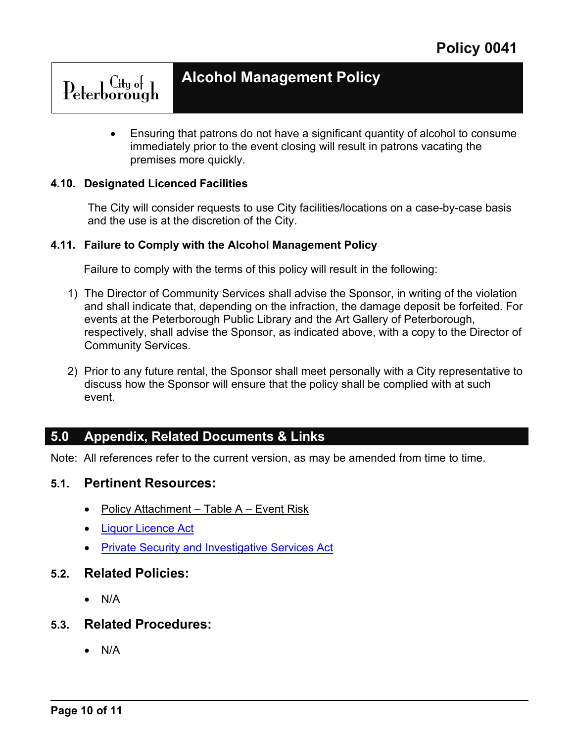- Ensuring that patrons do not have a significant quantity of alcohol to consume immediately prior to the event closing will result in patrons vacating the premises more quickly.

#### 4.10. Designated Licenced Facilities

The City will consider requests to use City facilities/locations on a case-by-case basis and the use is at the discretion of the City.

#### 4.11. Failure to Comply with the Alcohol Management Policy

Failure to comply with the terms of this policy will result in the following:

1) The Director of Community Services shall advise the Sponsor, in writing of the violation and shall indicate that, depending on the infraction, the damage deposit be forfeited. For events at the Peterborough Public Library and the Art Gallery of Peterborough, respectively, shall advise the Sponsor, as indicated above, with a copy to the Director of Community Services.

2) Prior to any future rental, the Sponsor shall meet personally with a City representative to discuss how the Sponsor will ensure that the policy shall be complied with at such event.

## 5.0 Appendix, Related Documents & Links

Note: All references refer to the current version, as may be amended from time to time.

### 5.1. Pertinent Resources:

- Policy Attachment – Table A – Event Risk
- Liquor Licence Act
- Private Security and Investigative Services Act

### 5.2. Related Policies:

- N/A

### 5.3. Related Procedures:

- N/A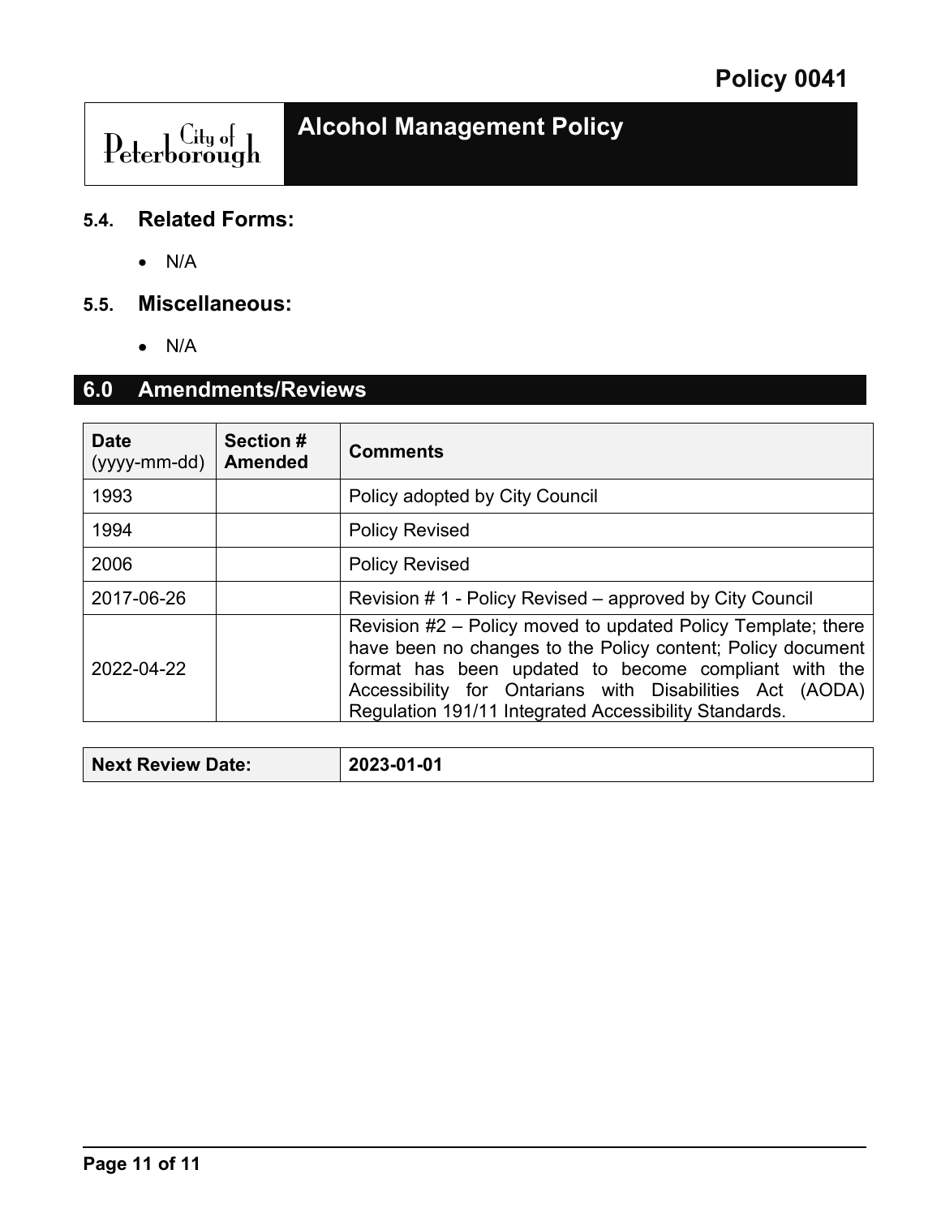### 5.4. Related Forms:

- N/A

### 5.5. Miscellaneous:

- N/A

## 6.0 Amendments/Reviews

| Date (yyyy-mm-dd) | Section # Amended | Comments |
|---|---|---|
| 1993 | | Policy adopted by City Council |
| 1994 | | Policy Revised |
| 2006 | | Policy Revised |
| 2017-06-26 | | Revision # 1 - Policy Revised – approved by City Council |
| 2022-04-22 | | Revision #2 – Policy moved to updated Policy Template; there have been no changes to the Policy content; Policy document format has been updated to become compliant with the Accessibility for Ontarians with Disabilities Act (AODA) Regulation 191/11 Integrated Accessibility Standards. |

| **Next Review Date:** | **2023-01-01** |
|---|---|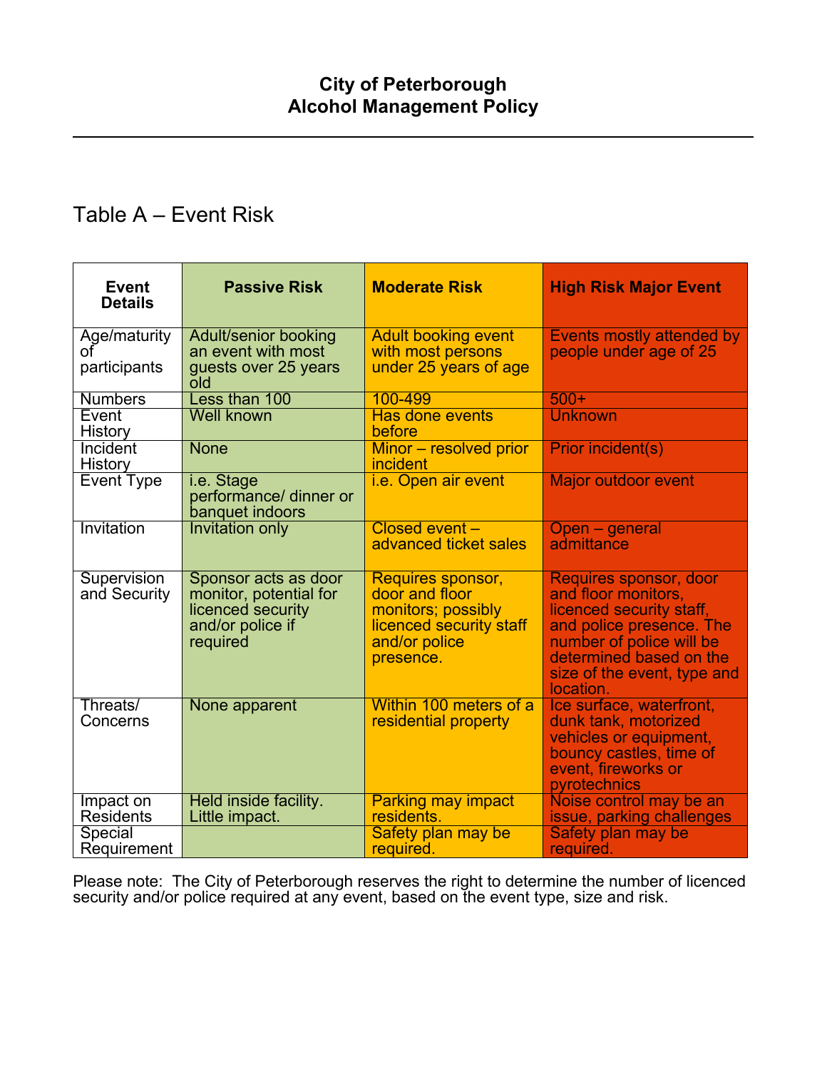# City of Peterborough
# Alcohol Management Policy

## Table A – Event Risk

| Event Details | Passive Risk | Moderate Risk | High Risk Major Event |
|---|---|---|---|
| Age/maturity of participants | Adult/senior booking an event with most guests over 25 years old | Adult booking event with most persons under 25 years of age | Events mostly attended by people under age of 25 |
| Numbers | Less than 100 | 100-499 | 500+ |
| Event History | Well known | Has done events before | Unknown |
| Incident History | None | Minor – resolved prior incident | Prior incident(s) |
| Event Type | i.e. Stage performance/ dinner or banquet indoors | i.e. Open air event | Major outdoor event |
| Invitation | Invitation only | Closed event – advanced ticket sales | Open – general admittance |
| Supervision and Security | Sponsor acts as door monitor, potential for licenced security and/or police if required | Requires sponsor, door and floor monitors; possibly licenced security staff and/or police presence. | Requires sponsor, door and floor monitors, licenced security staff, and police presence. The number of police will be determined based on the size of the event, type and location. |
| Threats/ Concerns | None apparent | Within 100 meters of a residential property | Ice surface, waterfront, dunk tank, motorized vehicles or equipment, bouncy castles, time of event, fireworks or pyrotechnics |
| Impact on Residents | Held inside facility. Little impact. | Parking may impact residents. | Noise control may be an issue, parking challenges |
| Special Requirement | | Safety plan may be required. | Safety plan may be required. |

Please note: The City of Peterborough reserves the right to determine the number of licenced security and/or police required at any event, based on the event type, size and risk.